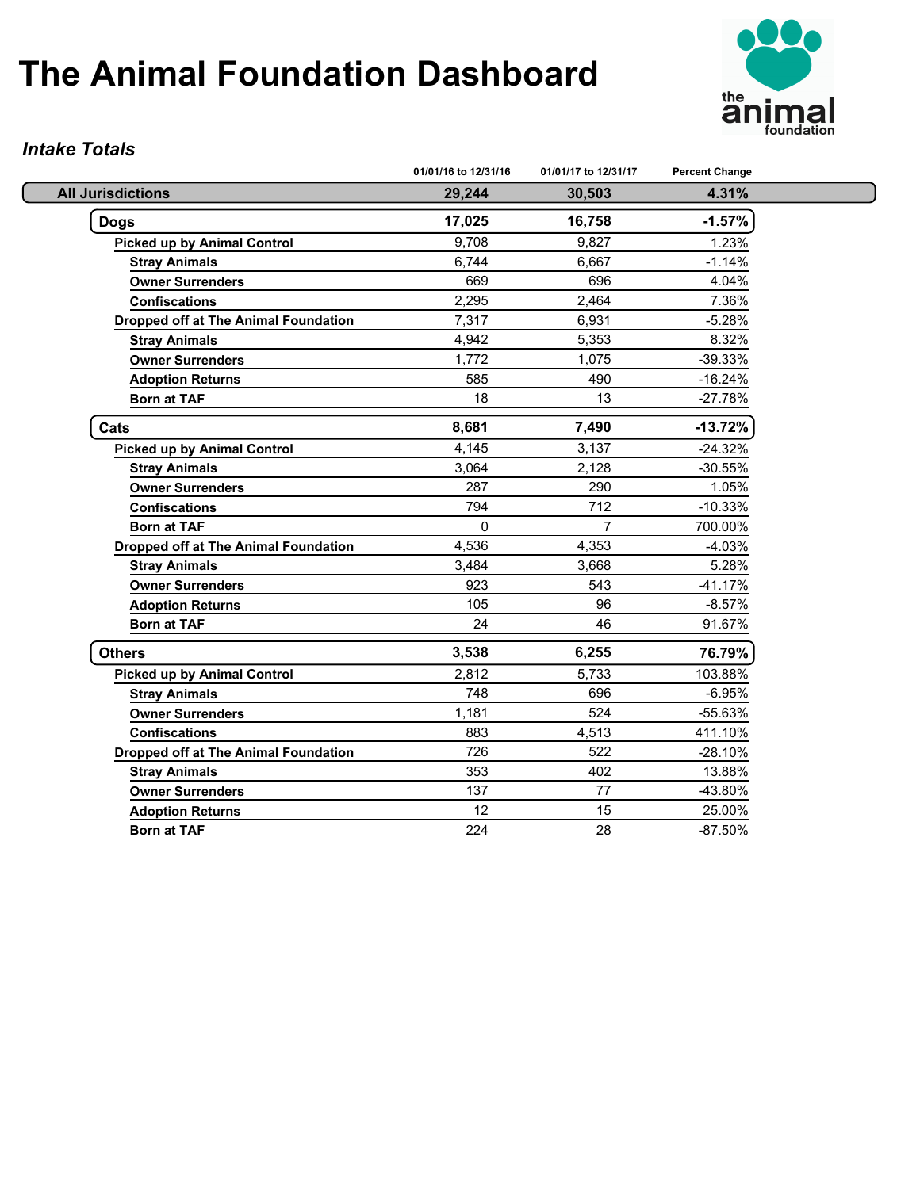# The Animal Foundation Dashboard

### *Intake Totals*

| | 01/01/16 to 12/31/16 | 01/01/17 to 12/31/17 | Percent Change |
|---|---|---|---|
| **All Jurisdictions** | **29,244** | **30,503** | **4.31%** |
| **Dogs** | **17,025** | **16,758** | **-1.57%** |
| **Picked up by Animal Control** | 9,708 | 9,827 | 1.23% |
| **Stray Animals** | 6,744 | 6,667 | -1.14% |
| **Owner Surrenders** | 669 | 696 | 4.04% |
| **Confiscations** | 2,295 | 2,464 | 7.36% |
| **Dropped off at The Animal Foundation** | 7,317 | 6,931 | -5.28% |
| **Stray Animals** | 4,942 | 5,353 | 8.32% |
| **Owner Surrenders** | 1,772 | 1,075 | -39.33% |
| **Adoption Returns** | 585 | 490 | -16.24% |
| **Born at TAF** | 18 | 13 | -27.78% |
| **Cats** | **8,681** | **7,490** | **-13.72%** |
| **Picked up by Animal Control** | 4,145 | 3,137 | -24.32% |
| **Stray Animals** | 3,064 | 2,128 | -30.55% |
| **Owner Surrenders** | 287 | 290 | 1.05% |
| **Confiscations** | 794 | 712 | -10.33% |
| **Born at TAF** | 0 | 7 | 700.00% |
| **Dropped off at The Animal Foundation** | 4,536 | 4,353 | -4.03% |
| **Stray Animals** | 3,484 | 3,668 | 5.28% |
| **Owner Surrenders** | 923 | 543 | -41.17% |
| **Adoption Returns** | 105 | 96 | -8.57% |
| **Born at TAF** | 24 | 46 | 91.67% |
| **Others** | **3,538** | **6,255** | **76.79%** |
| **Picked up by Animal Control** | 2,812 | 5,733 | 103.88% |
| **Stray Animals** | 748 | 696 | -6.95% |
| **Owner Surrenders** | 1,181 | 524 | -55.63% |
| **Confiscations** | 883 | 4,513 | 411.10% |
| **Dropped off at The Animal Foundation** | 726 | 522 | -28.10% |
| **Stray Animals** | 353 | 402 | 13.88% |
| **Owner Surrenders** | 137 | 77 | -43.80% |
| **Adoption Returns** | 12 | 15 | 25.00% |
| **Born at TAF** | 224 | 28 | -87.50% |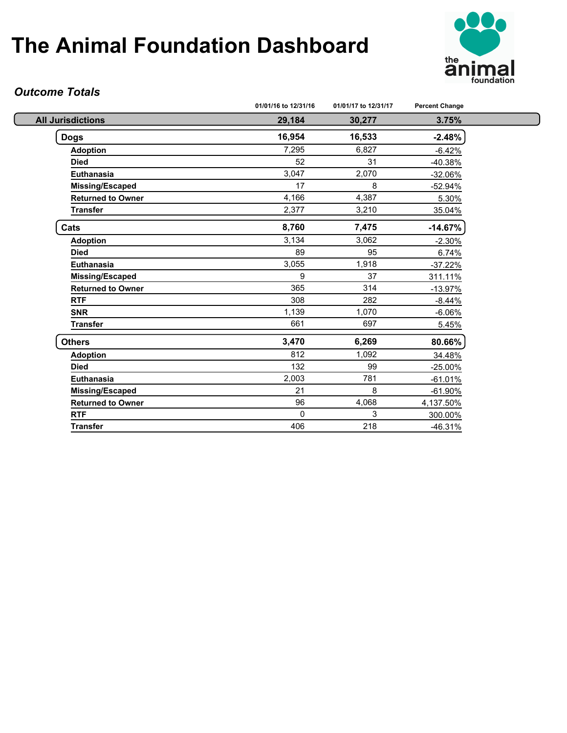# The Animal Foundation Dashboard

### *Outcome Totals*

| | 01/01/16 to 12/31/16 | 01/01/17 to 12/31/17 | Percent Change |
|---|---|---|---|
| **All Jurisdictions** | **29,184** | **30,277** | **3.75%** |
| **Dogs** | **16,954** | **16,533** | **-2.48%** |
| **Adoption** | 7,295 | 6,827 | -6.42% |
| **Died** | 52 | 31 | -40.38% |
| **Euthanasia** | 3,047 | 2,070 | -32.06% |
| **Missing/Escaped** | 17 | 8 | -52.94% |
| **Returned to Owner** | 4,166 | 4,387 | 5.30% |
| **Transfer** | 2,377 | 3,210 | 35.04% |
| **Cats** | **8,760** | **7,475** | **-14.67%** |
| **Adoption** | 3,134 | 3,062 | -2.30% |
| **Died** | 89 | 95 | 6.74% |
| **Euthanasia** | 3,055 | 1,918 | -37.22% |
| **Missing/Escaped** | 9 | 37 | 311.11% |
| **Returned to Owner** | 365 | 314 | -13.97% |
| **RTF** | 308 | 282 | -8.44% |
| **SNR** | 1,139 | 1,070 | -6.06% |
| **Transfer** | 661 | 697 | 5.45% |
| **Others** | **3,470** | **6,269** | **80.66%** |
| **Adoption** | 812 | 1,092 | 34.48% |
| **Died** | 132 | 99 | -25.00% |
| **Euthanasia** | 2,003 | 781 | -61.01% |
| **Missing/Escaped** | 21 | 8 | -61.90% |
| **Returned to Owner** | 96 | 4,068 | 4,137.50% |
| **RTF** | 0 | 3 | 300.00% |
| **Transfer** | 406 | 218 | -46.31% |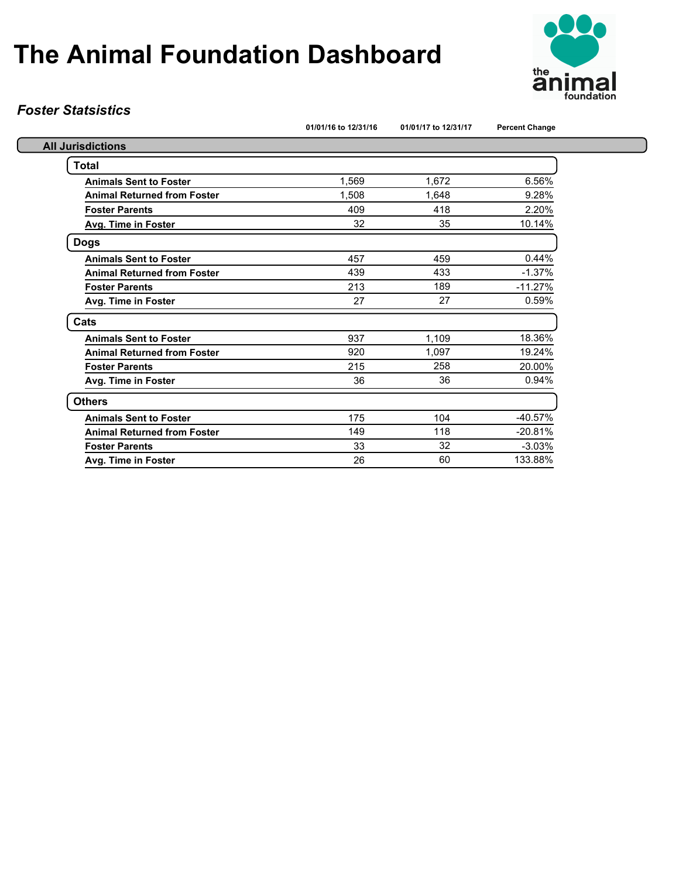# The Animal Foundation Dashboard

***Foster Statsistics***

| | 01/01/16 to 12/31/16 | 01/01/17 to 12/31/17 | Percent Change |
|---|---|---|---|
| **All Jurisdictions** | | | |
| **Total** | | | |
| **Animals Sent to Foster** | 1,569 | 1,672 | 6.56% |
| **Animal Returned from Foster** | 1,508 | 1,648 | 9.28% |
| **Foster Parents** | 409 | 418 | 2.20% |
| **Avg. Time in Foster** | 32 | 35 | 10.14% |
| **Dogs** | | | |
| **Animals Sent to Foster** | 457 | 459 | 0.44% |
| **Animal Returned from Foster** | 439 | 433 | -1.37% |
| **Foster Parents** | 213 | 189 | -11.27% |
| **Avg. Time in Foster** | 27 | 27 | 0.59% |
| **Cats** | | | |
| **Animals Sent to Foster** | 937 | 1,109 | 18.36% |
| **Animal Returned from Foster** | 920 | 1,097 | 19.24% |
| **Foster Parents** | 215 | 258 | 20.00% |
| **Avg. Time in Foster** | 36 | 36 | 0.94% |
| **Others** | | | |
| **Animals Sent to Foster** | 175 | 104 | -40.57% |
| **Animal Returned from Foster** | 149 | 118 | -20.81% |
| **Foster Parents** | 33 | 32 | -3.03% |
| **Avg. Time in Foster** | 26 | 60 | 133.88% |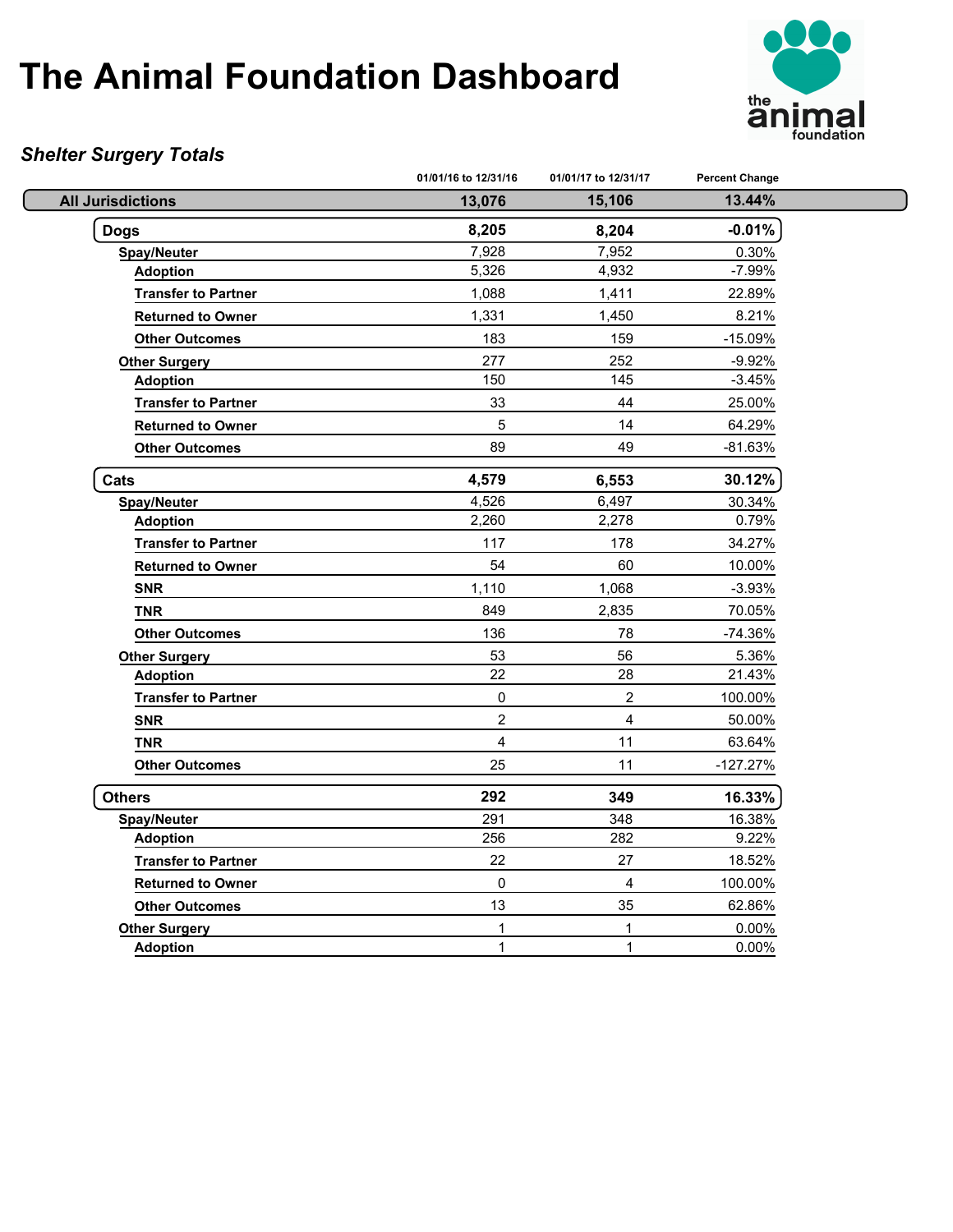# The Animal Foundation Dashboard

## *Shelter Surgery Totals*

| | 01/01/16 to 12/31/16 | 01/01/17 to 12/31/17 | Percent Change |
|---|---|---|---|
| **All Jurisdictions** | **13,076** | **15,106** | **13.44%** |
| **Dogs** | **8,205** | **8,204** | **-0.01%** |
| **Spay/Neuter** | 7,928 | 7,952 | 0.30% |
| **Adoption** | 5,326 | 4,932 | -7.99% |
| **Transfer to Partner** | 1,088 | 1,411 | 22.89% |
| **Returned to Owner** | 1,331 | 1,450 | 8.21% |
| **Other Outcomes** | 183 | 159 | -15.09% |
| **Other Surgery** | 277 | 252 | -9.92% |
| **Adoption** | 150 | 145 | -3.45% |
| **Transfer to Partner** | 33 | 44 | 25.00% |
| **Returned to Owner** | 5 | 14 | 64.29% |
| **Other Outcomes** | 89 | 49 | -81.63% |
| **Cats** | **4,579** | **6,553** | **30.12%** |
| **Spay/Neuter** | 4,526 | 6,497 | 30.34% |
| **Adoption** | 2,260 | 2,278 | 0.79% |
| **Transfer to Partner** | 117 | 178 | 34.27% |
| **Returned to Owner** | 54 | 60 | 10.00% |
| **SNR** | 1,110 | 1,068 | -3.93% |
| **TNR** | 849 | 2,835 | 70.05% |
| **Other Outcomes** | 136 | 78 | -74.36% |
| **Other Surgery** | 53 | 56 | 5.36% |
| **Adoption** | 22 | 28 | 21.43% |
| **Transfer to Partner** | 0 | 2 | 100.00% |
| **SNR** | 2 | 4 | 50.00% |
| **TNR** | 4 | 11 | 63.64% |
| **Other Outcomes** | 25 | 11 | -127.27% |
| **Others** | **292** | **349** | **16.33%** |
| **Spay/Neuter** | 291 | 348 | 16.38% |
| **Adoption** | 256 | 282 | 9.22% |
| **Transfer to Partner** | 22 | 27 | 18.52% |
| **Returned to Owner** | 0 | 4 | 100.00% |
| **Other Outcomes** | 13 | 35 | 62.86% |
| **Other Surgery** | 1 | 1 | 0.00% |
| **Adoption** | 1 | 1 | 0.00% |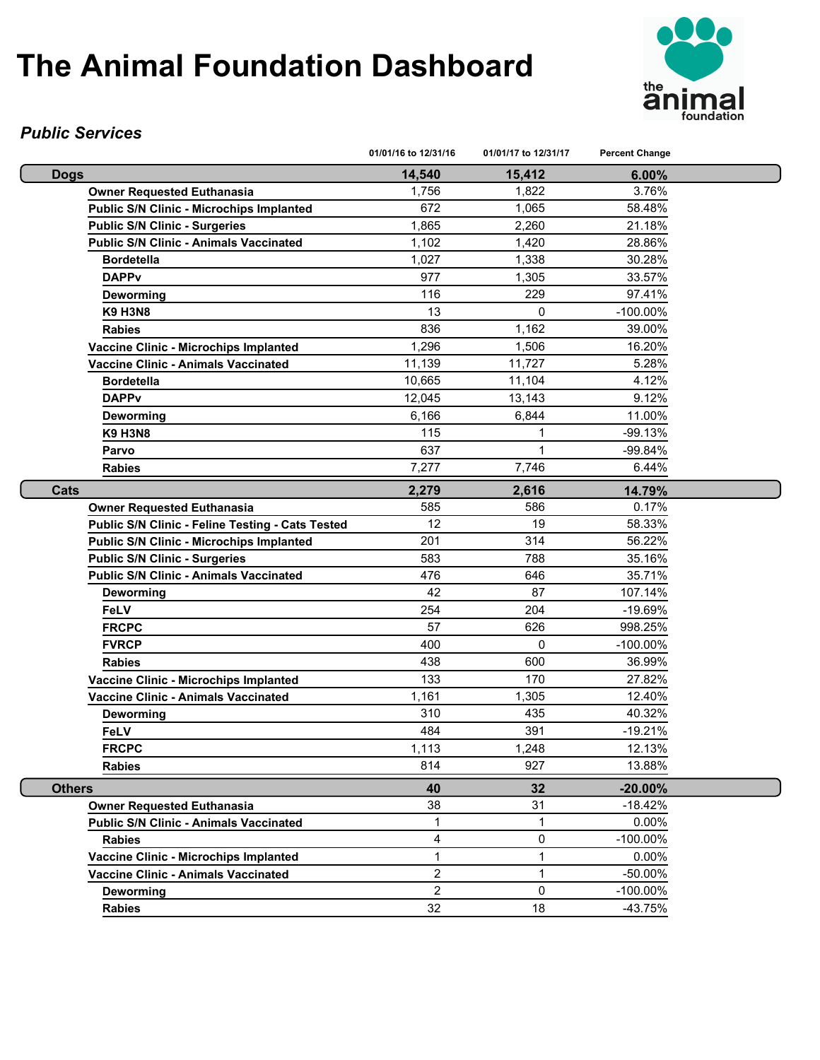# The Animal Foundation Dashboard

### *Public Services*

| | 01/01/16 to 12/31/16 | 01/01/17 to 12/31/17 | Percent Change |
|---|---|---|---|
| **Dogs** | **14,540** | **15,412** | **6.00%** |
| **Owner Requested Euthanasia** | 1,756 | 1,822 | 3.76% |
| **Public S/N Clinic - Microchips Implanted** | 672 | 1,065 | 58.48% |
| **Public S/N Clinic - Surgeries** | 1,865 | 2,260 | 21.18% |
| **Public S/N Clinic - Animals Vaccinated** | 1,102 | 1,420 | 28.86% |
| **Bordetella** | 1,027 | 1,338 | 30.28% |
| **DAPPv** | 977 | 1,305 | 33.57% |
| **Deworming** | 116 | 229 | 97.41% |
| **K9 H3N8** | 13 | 0 | -100.00% |
| **Rabies** | 836 | 1,162 | 39.00% |
| **Vaccine Clinic - Microchips Implanted** | 1,296 | 1,506 | 16.20% |
| **Vaccine Clinic - Animals Vaccinated** | 11,139 | 11,727 | 5.28% |
| **Bordetella** | 10,665 | 11,104 | 4.12% |
| **DAPPv** | 12,045 | 13,143 | 9.12% |
| **Deworming** | 6,166 | 6,844 | 11.00% |
| **K9 H3N8** | 115 | 1 | -99.13% |
| **Parvo** | 637 | 1 | -99.84% |
| **Rabies** | 7,277 | 7,746 | 6.44% |
| **Cats** | **2,279** | **2,616** | **14.79%** |
| **Owner Requested Euthanasia** | 585 | 586 | 0.17% |
| **Public S/N Clinic - Feline Testing - Cats Tested** | 12 | 19 | 58.33% |
| **Public S/N Clinic - Microchips Implanted** | 201 | 314 | 56.22% |
| **Public S/N Clinic - Surgeries** | 583 | 788 | 35.16% |
| **Public S/N Clinic - Animals Vaccinated** | 476 | 646 | 35.71% |
| **Deworming** | 42 | 87 | 107.14% |
| **FeLV** | 254 | 204 | -19.69% |
| **FRCPC** | 57 | 626 | 998.25% |
| **FVRCP** | 400 | 0 | -100.00% |
| **Rabies** | 438 | 600 | 36.99% |
| **Vaccine Clinic - Microchips Implanted** | 133 | 170 | 27.82% |
| **Vaccine Clinic - Animals Vaccinated** | 1,161 | 1,305 | 12.40% |
| **Deworming** | 310 | 435 | 40.32% |
| **FeLV** | 484 | 391 | -19.21% |
| **FRCPC** | 1,113 | 1,248 | 12.13% |
| **Rabies** | 814 | 927 | 13.88% |
| **Others** | **40** | **32** | **-20.00%** |
| **Owner Requested Euthanasia** | 38 | 31 | -18.42% |
| **Public S/N Clinic - Animals Vaccinated** | 1 | 1 | 0.00% |
| **Rabies** | 4 | 0 | -100.00% |
| **Vaccine Clinic - Microchips Implanted** | 1 | 1 | 0.00% |
| **Vaccine Clinic - Animals Vaccinated** | 2 | 1 | -50.00% |
| **Deworming** | 2 | 0 | -100.00% |
| **Rabies** | 32 | 18 | -43.75% |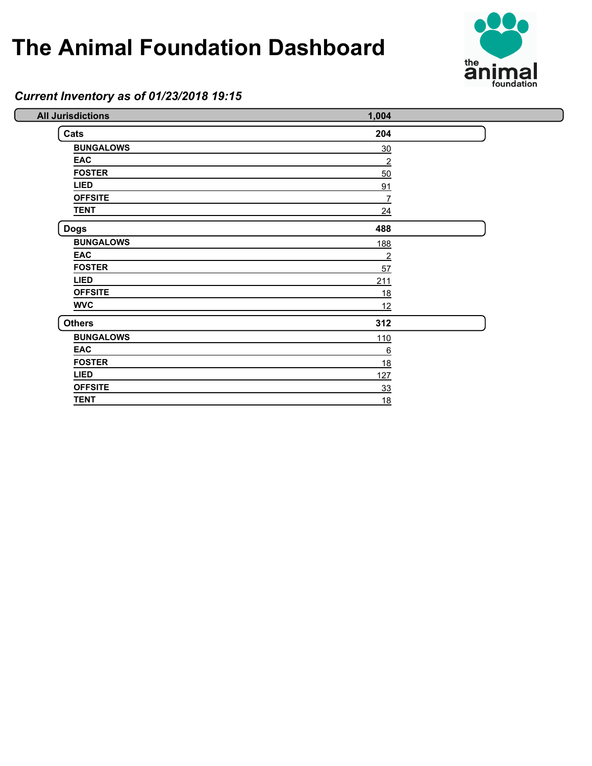# The Animal Foundation Dashboard

*Current Inventory as of 01/23/2018 19:15*

| Category | Count |
|---|---|
| **All Jurisdictions** | **1,004** |
| **Cats** | **204** |
| BUNGALOWS | 30 |
| EAC | 2 |
| FOSTER | 50 |
| LIED | 91 |
| OFFSITE | 7 |
| TENT | 24 |
| **Dogs** | **488** |
| BUNGALOWS | 188 |
| EAC | 2 |
| FOSTER | 57 |
| LIED | 211 |
| OFFSITE | 18 |
| WVC | 12 |
| **Others** | **312** |
| BUNGALOWS | 110 |
| EAC | 6 |
| FOSTER | 18 |
| LIED | 127 |
| OFFSITE | 33 |
| TENT | 18 |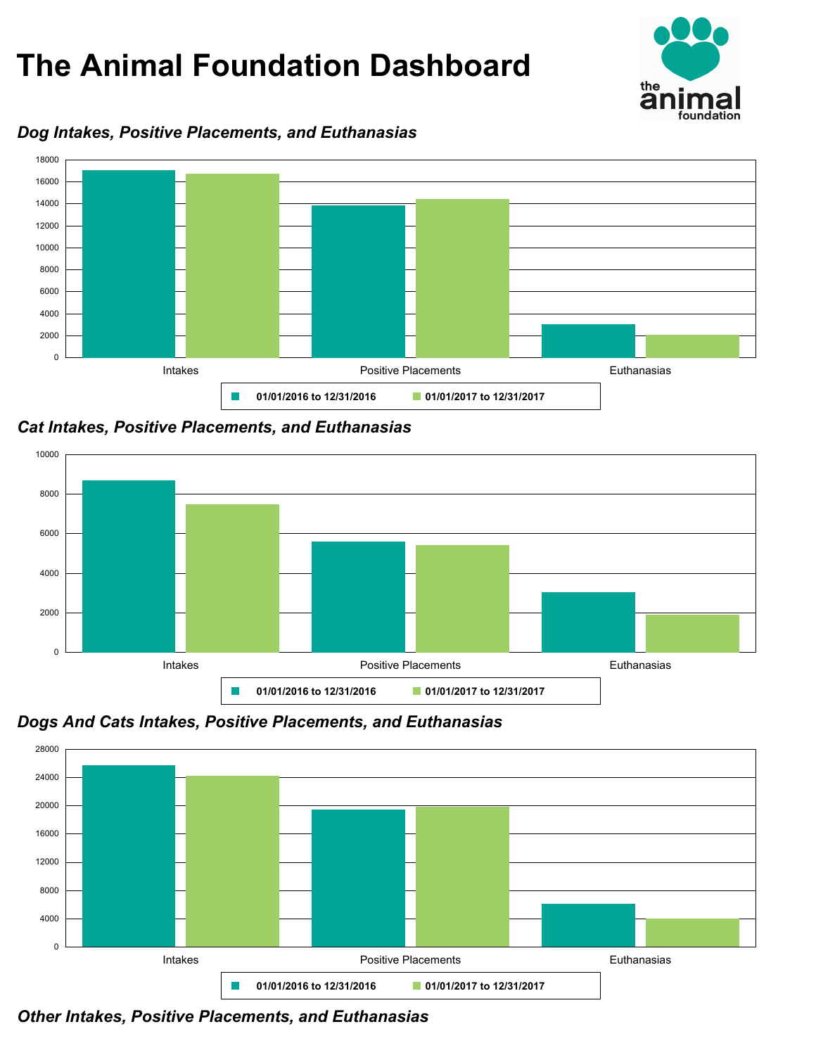# The Animal Foundation Dashboard

### *Dog Intakes, Positive Placements, and Euthanasias*

Intakes | Positive Placements | Euthanasias

01/01/2016 to 12/31/2016 | 01/01/2017 to 12/31/2017

### *Cat Intakes, Positive Placements, and Euthanasias*

Intakes | Positive Placements | Euthanasias

01/01/2016 to 12/31/2016 | 01/01/2017 to 12/31/2017

### *Dogs And Cats Intakes, Positive Placements, and Euthanasias*

Intakes | Positive Placements | Euthanasias

01/01/2016 to 12/31/2016 | 01/01/2017 to 12/31/2017

### *Other Intakes, Positive Placements, and Euthanasias*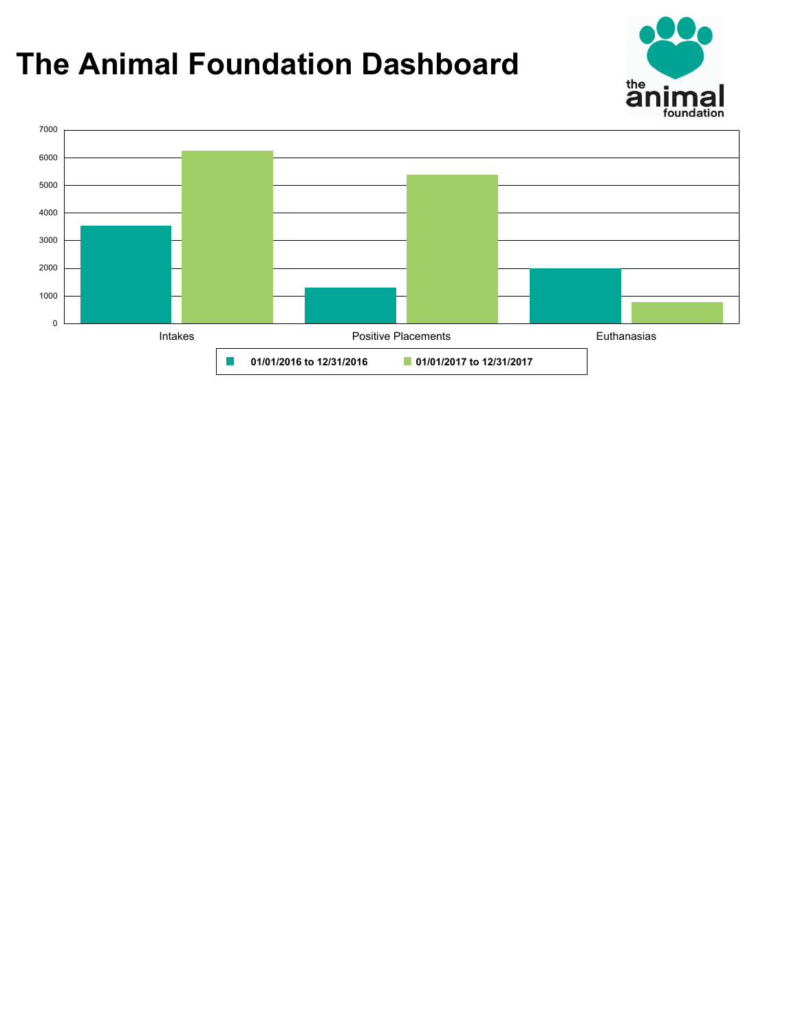# The Animal Foundation Dashboard

7000
6000
5000
4000
3000
2000
1000
0

Intakes

Positive Placements

Euthanasias

**01/01/2016 to 12/31/2016** **01/01/2017 to 12/31/2017**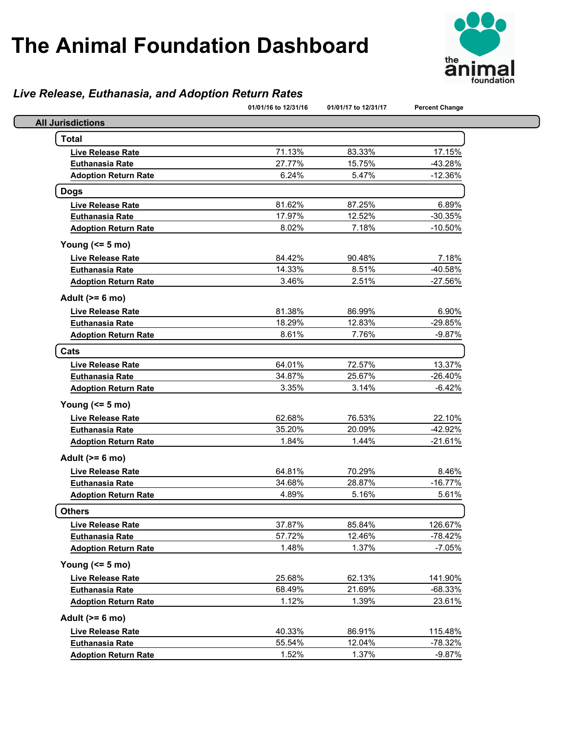# The Animal Foundation Dashboard

### *Live Release, Euthanasia, and Adoption Return Rates*

| | 01/01/16 to 12/31/16 | 01/01/17 to 12/31/17 | Percent Change |
|---|---|---|---|
| **All Jurisdictions** | | | |
| **Total** | | | |
| **Live Release Rate** | 71.13% | 83.33% | 17.15% |
| **Euthanasia Rate** | 27.77% | 15.75% | -43.28% |
| **Adoption Return Rate** | 6.24% | 5.47% | -12.36% |
| **Dogs** | | | |
| **Live Release Rate** | 81.62% | 87.25% | 6.89% |
| **Euthanasia Rate** | 17.97% | 12.52% | -30.35% |
| **Adoption Return Rate** | 8.02% | 7.18% | -10.50% |
| **Young (<= 5 mo)** | | | |
| **Live Release Rate** | 84.42% | 90.48% | 7.18% |
| **Euthanasia Rate** | 14.33% | 8.51% | -40.58% |
| **Adoption Return Rate** | 3.46% | 2.51% | -27.56% |
| **Adult (>= 6 mo)** | | | |
| **Live Release Rate** | 81.38% | 86.99% | 6.90% |
| **Euthanasia Rate** | 18.29% | 12.83% | -29.85% |
| **Adoption Return Rate** | 8.61% | 7.76% | -9.87% |
| **Cats** | | | |
| **Live Release Rate** | 64.01% | 72.57% | 13.37% |
| **Euthanasia Rate** | 34.87% | 25.67% | -26.40% |
| **Adoption Return Rate** | 3.35% | 3.14% | -6.42% |
| **Young (<= 5 mo)** | | | |
| **Live Release Rate** | 62.68% | 76.53% | 22.10% |
| **Euthanasia Rate** | 35.20% | 20.09% | -42.92% |
| **Adoption Return Rate** | 1.84% | 1.44% | -21.61% |
| **Adult (>= 6 mo)** | | | |
| **Live Release Rate** | 64.81% | 70.29% | 8.46% |
| **Euthanasia Rate** | 34.68% | 28.87% | -16.77% |
| **Adoption Return Rate** | 4.89% | 5.16% | 5.61% |
| **Others** | | | |
| **Live Release Rate** | 37.87% | 85.84% | 126.67% |
| **Euthanasia Rate** | 57.72% | 12.46% | -78.42% |
| **Adoption Return Rate** | 1.48% | 1.37% | -7.05% |
| **Young (<= 5 mo)** | | | |
| **Live Release Rate** | 25.68% | 62.13% | 141.90% |
| **Euthanasia Rate** | 68.49% | 21.69% | -68.33% |
| **Adoption Return Rate** | 1.12% | 1.39% | 23.61% |
| **Adult (>= 6 mo)** | | | |
| **Live Release Rate** | 40.33% | 86.91% | 115.48% |
| **Euthanasia Rate** | 55.54% | 12.04% | -78.32% |
| **Adoption Return Rate** | 1.52% | 1.37% | -9.87% |